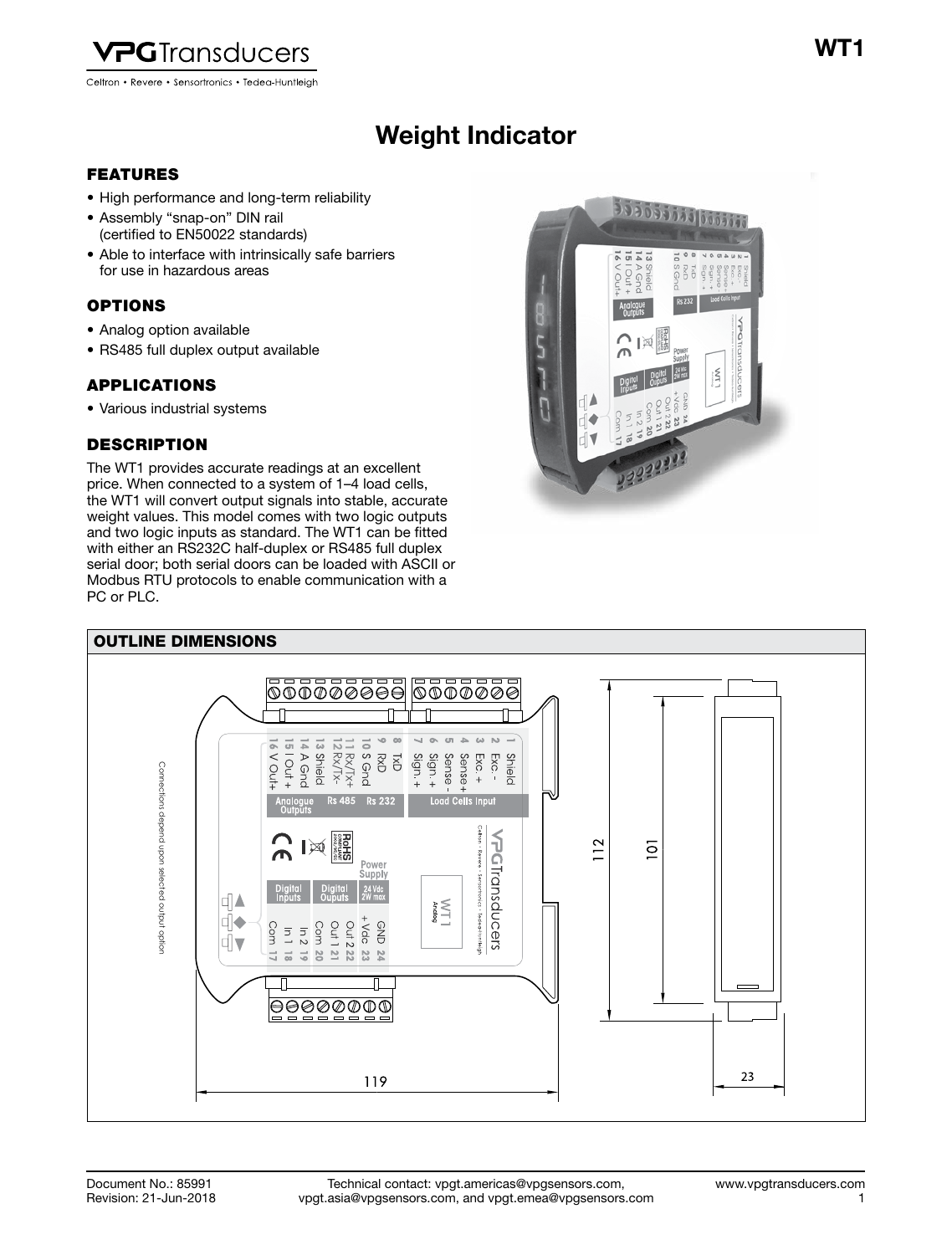# Weight Indicator

## FEATURES

- High performance and long-term reliability
- Assembly "snap-on" DIN rail (certified to EN50022 standards)
- Able to interface with intrinsically safe barriers for use in hazardous areas

## OPTIONS

- Analog option available
- RS485 full duplex output available

## APPLICATIONS

- Various industrial systems

## DESCRIPTION

The WT1 provides accurate readings at an excellent price. When connected to a system of 1–4 load cells, the WT1 will convert output signals into stable, accurate weight values. This model comes with two logic outputs and two logic inputs as standard. The WT1 can be fitted with either an RS232C half-duplex or RS485 full duplex serial door; both serial doors can be loaded with ASCII or Modbus RTU protocols to enable communication with a PC or PLC.

## OUTLINE DIMENSIONS

Connections depend upon selected output option

| Terminal | Function | Group |
|---|---|---|
| 1 | Shield | Load Cells Input |
| 2 | Exc.- | Load Cells Input |
| 3 | Exc.+ | Load Cells Input |
| 4 | Sense+ | Load Cells Input |
| 5 | Sense - | Load Cells Input |
| 6 | Sign. + | Load Cells Input |
| 7 | Sign. + | Load Cells Input |
| 8 | TxD | Rs 232 |
| 9 | RxD | Rs 232 |
| 10 | S Gnd | Rs 232 |
| 11 | Rx/Tx+ | Rs 485 |
| 12 | Rx/Tx- | Rs 485 |
| 13 | Shield | Analogue Outputs |
| 14 | A Gnd | Analogue Outputs |
| 15 | I Out + | Analogue Outputs |
| 16 | V Out+ | Analogue Outputs |
| 17 | Com | Digital Inputs |
| 18 | In 1 | Digital Inputs |
| 19 | In 2 | Digital Inputs |
| 20 | Com | Digital Ouputs |
| 21 | Out 1 | Digital Ouputs |
| 22 | Out 2 | Digital Ouputs |
| 23 | + Vdc | Power Supply 24 Vdc 2W max |
| 24 | GND | Power Supply 24 Vdc 2W max |

Dimensions: 119, 112, 101, 23

Document No.: 85991
Revision: 21-Jun-2018

Technical contact: vpgt.americas@vpgsensors.com, vpgt.asia@vpgsensors.com, and vpgt.emea@vpgsensors.com

www.vpgtransducers.com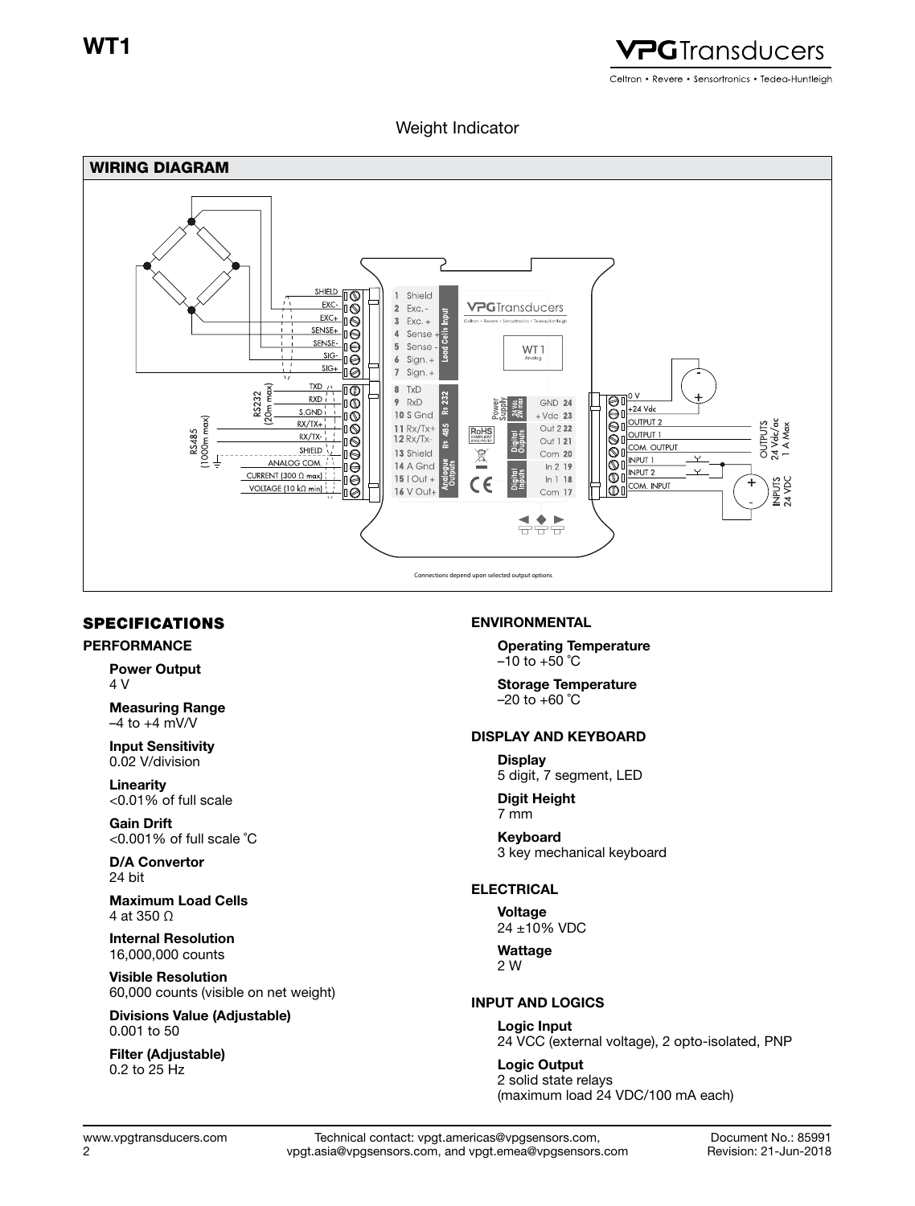Weight Indicator

## WIRING DIAGRAM

Connections depend upon selected output options

## SPECIFICATIONS

### PERFORMANCE

**Power Output**
4 V

**Measuring Range**
–4 to +4 mV/V

**Input Sensitivity**
0.02 V/division

**Linearity**
<0.01% of full scale

**Gain Drift**
<0.001% of full scale °C

**D/A Convertor**
24 bit

**Maximum Load Cells**
4 at 350 Ω

**Internal Resolution**
16,000,000 counts

**Visible Resolution**
60,000 counts (visible on net weight)

**Divisions Value (Adjustable)**
0.001 to 50

**Filter (Adjustable)**
0.2 to 25 Hz

### ENVIRONMENTAL

**Operating Temperature**
–10 to +50 °C

**Storage Temperature**
–20 to +60 °C

### DISPLAY AND KEYBOARD

**Display**
5 digit, 7 segment, LED

**Digit Height**
7 mm

**Keyboard**
3 key mechanical keyboard

### ELECTRICAL

**Voltage**
24 ±10% VDC

**Wattage**
2 W

### INPUT AND LOGICS

**Logic Input**
24 VCC (external voltage), 2 opto-isolated, PNP

**Logic Output**
2 solid state relays
(maximum load 24 VDC/100 mA each)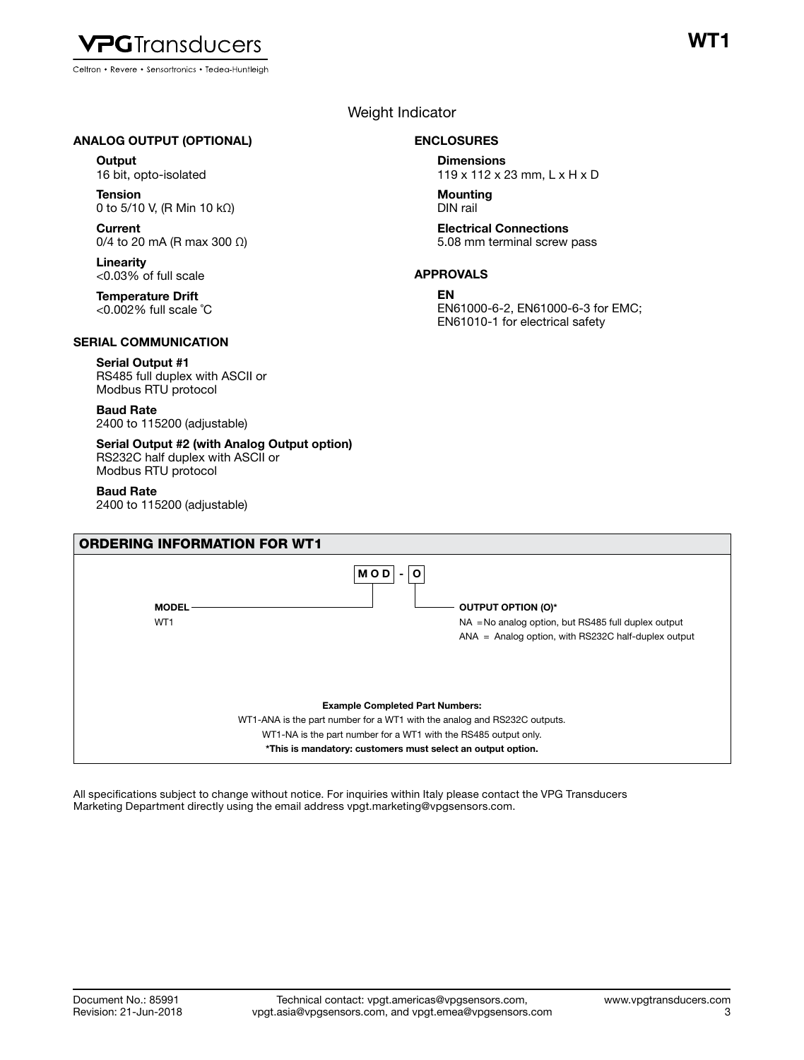Weight Indicator

## ANALOG OUTPUT (OPTIONAL)

**Output**
16 bit, opto-isolated

**Tension**
0 to 5/10 V, (R Min 10 kΩ)

**Current**
0/4 to 20 mA (R max 300 Ω)

**Linearity**
<0.03% of full scale

**Temperature Drift**
<0.002% full scale ˚C

## SERIAL COMMUNICATION

**Serial Output #1**
RS485 full duplex with ASCII or Modbus RTU protocol

**Baud Rate**
2400 to 115200 (adjustable)

**Serial Output #2 (with Analog Output option)**
RS232C half duplex with ASCII or Modbus RTU protocol

**Baud Rate**
2400 to 115200 (adjustable)

## ENCLOSURES

**Dimensions**
119 x 112 x 23 mm, L x H x D

**Mounting**
DIN rail

**Electrical Connections**
5.08 mm terminal screw pass

## APPROVALS

**EN**
EN61000-6-2, EN61000-6-3 for EMC; EN61010-1 for electrical safety

## ORDERING INFORMATION FOR WT1

MOD - O

**MODEL**
WT1

**OUTPUT OPTION (O)***
NA = No analog option, but RS485 full duplex output
ANA = Analog option, with RS232C half-duplex output

**Example Completed Part Numbers:**
WT1-ANA is the part number for a WT1 with the analog and RS232C outputs.
WT1-NA is the part number for a WT1 with the RS485 output only.
***This is mandatory: customers must select an output option.**

All specifications subject to change without notice. For inquiries within Italy please contact the VPG Transducers Marketing Department directly using the email address vpgt.marketing@vpgsensors.com.